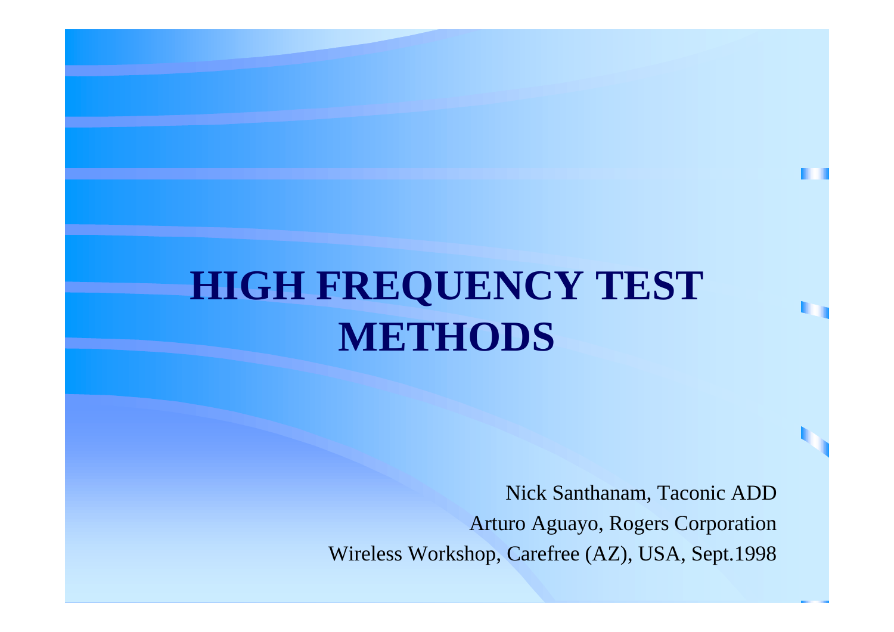# HIGH FREQUENCY TEST METHODS

Nick Santhanam, Taconic ADD

Arturo Aguayo, Rogers Corporation

Wireless Workshop, Carefree (AZ), USA, Sept.1998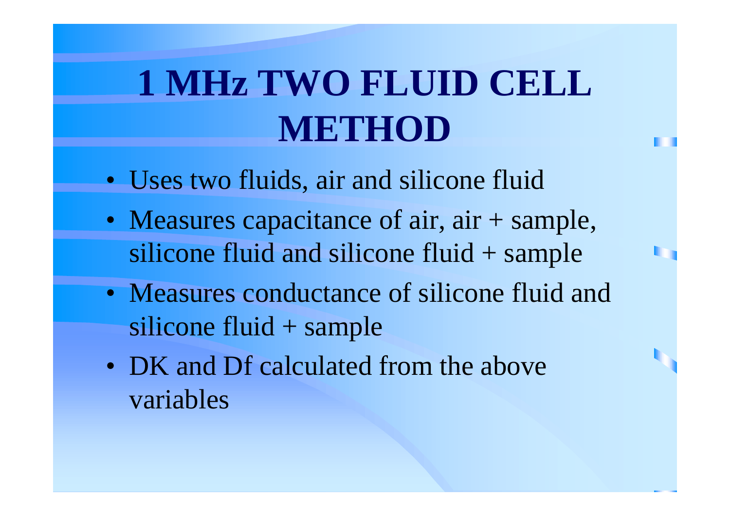# 1 MHz TWO FLUID CELL METHOD

- Uses two fluids, air and silicone fluid
- Measures capacitance of air, air + sample, silicone fluid and silicone fluid + sample
- Measures conductance of silicone fluid and silicone fluid + sample
- DK and Df calculated from the above variables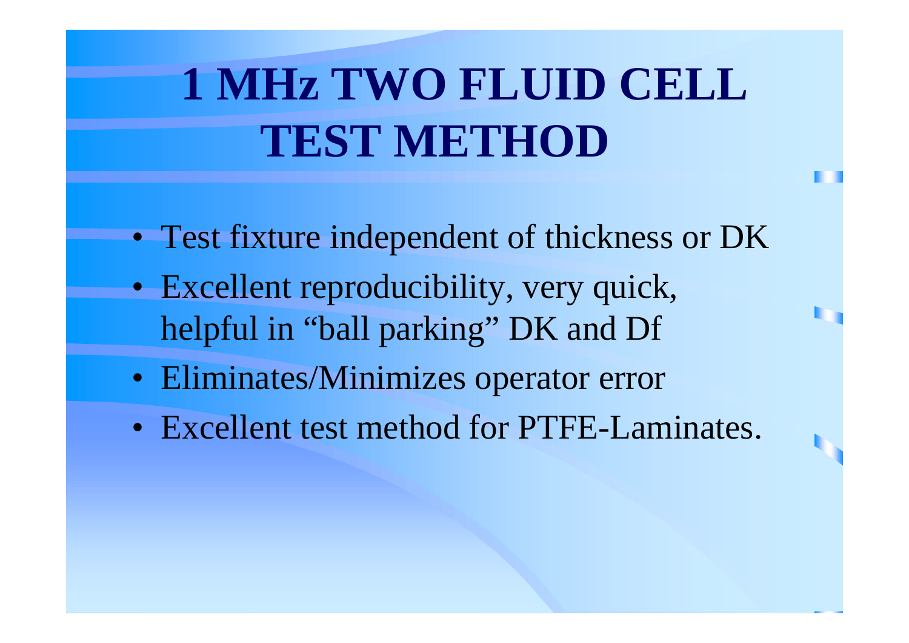# 1 MHz TWO FLUID CELL TEST METHOD

- Test fixture independent of thickness or DK
- Excellent reproducibility, very quick, helpful in "ball parking" DK and Df
- Eliminates/Minimizes operator error
- Excellent test method for PTFE-Laminates.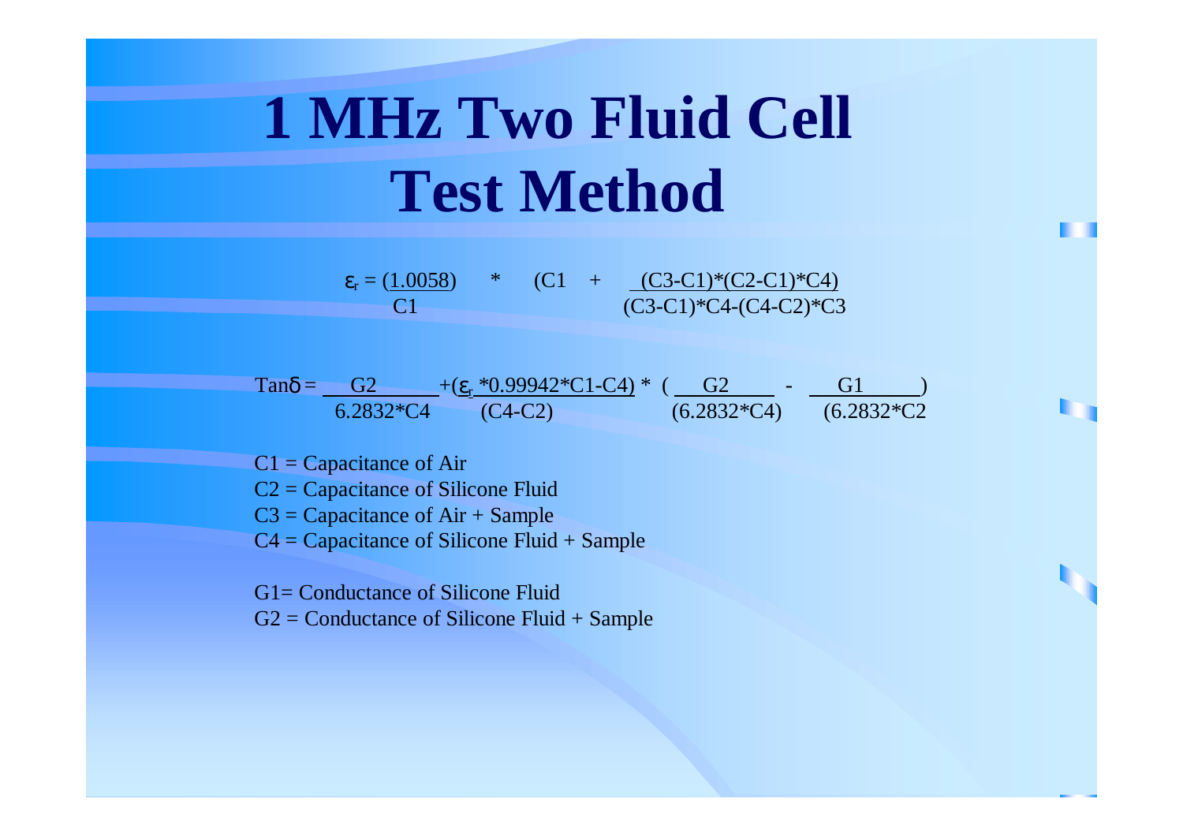# 1 MHz Two Fluid Cell Test Method

$$\varepsilon_r = \left(\frac{1.0058}{C1}\right) * \left(C1 + \frac{(C3-C1)*(C2-C1)*C4}{(C3-C1)*C4-(C4-C2)*C3}\right)$$

$$\tan\delta = \frac{G2}{6.2832*C4} + \frac{(\varepsilon_r*0.99942*C1-C4)}{(C4-C2)} * \left(\frac{G2}{(6.2832*C4)} - \frac{G1}{(6.2832*C2}\right)$$

C1 = Capacitance of Air
C2 = Capacitance of Silicone Fluid
C3 = Capacitance of Air + Sample
C4 = Capacitance of Silicone Fluid + Sample

G1= Conductance of Silicone Fluid
G2 = Conductance of Silicone Fluid + Sample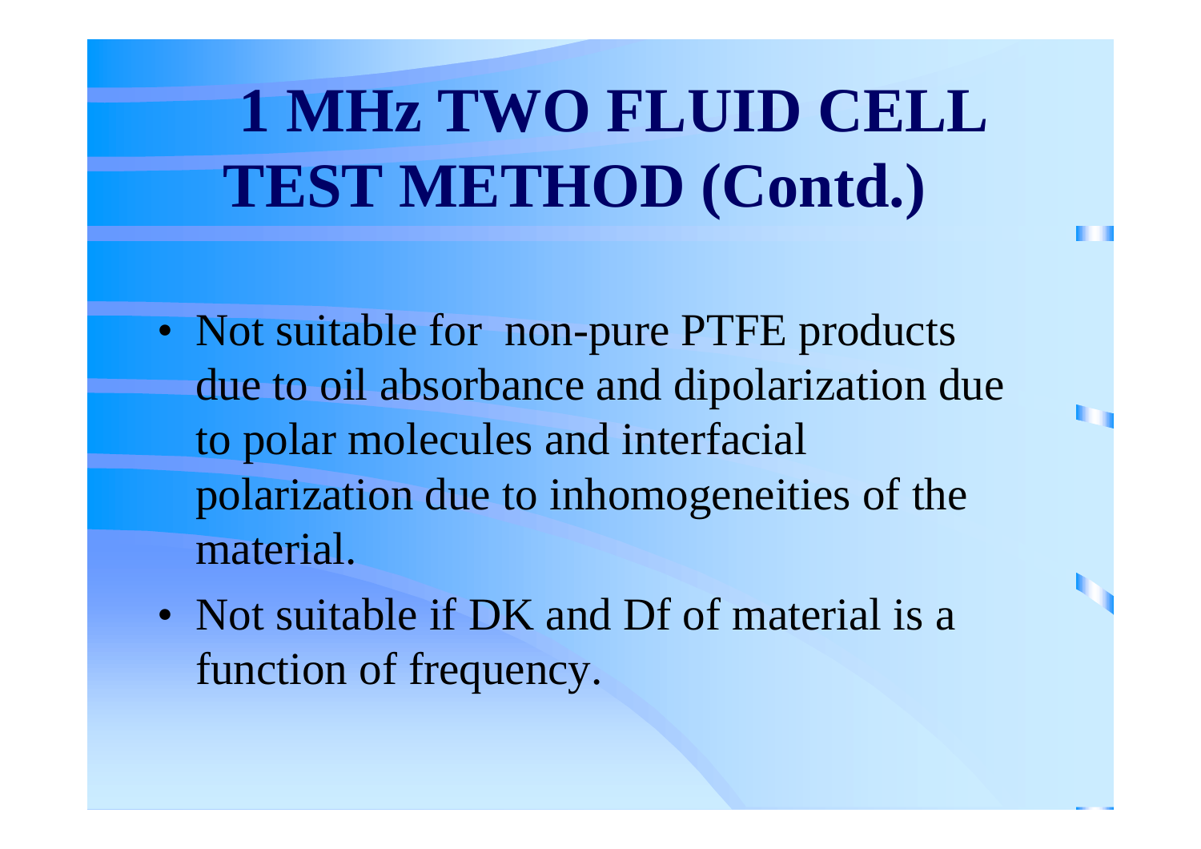# 1 MHz TWO FLUID CELL TEST METHOD (Contd.)

- Not suitable for  non-pure PTFE products due to oil absorbance and dipolarization due to polar molecules and interfacial polarization due to inhomogeneities of the material.
- Not suitable if DK and Df of material is a function of frequency.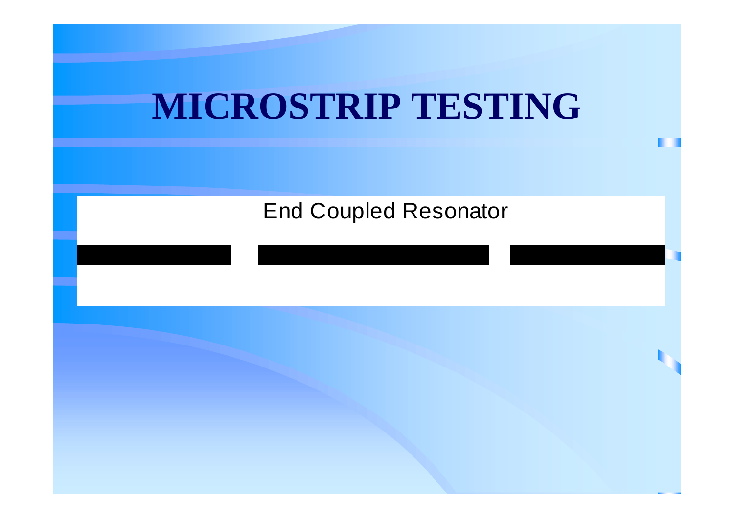# MICROSTRIP TESTING

End Coupled Resonator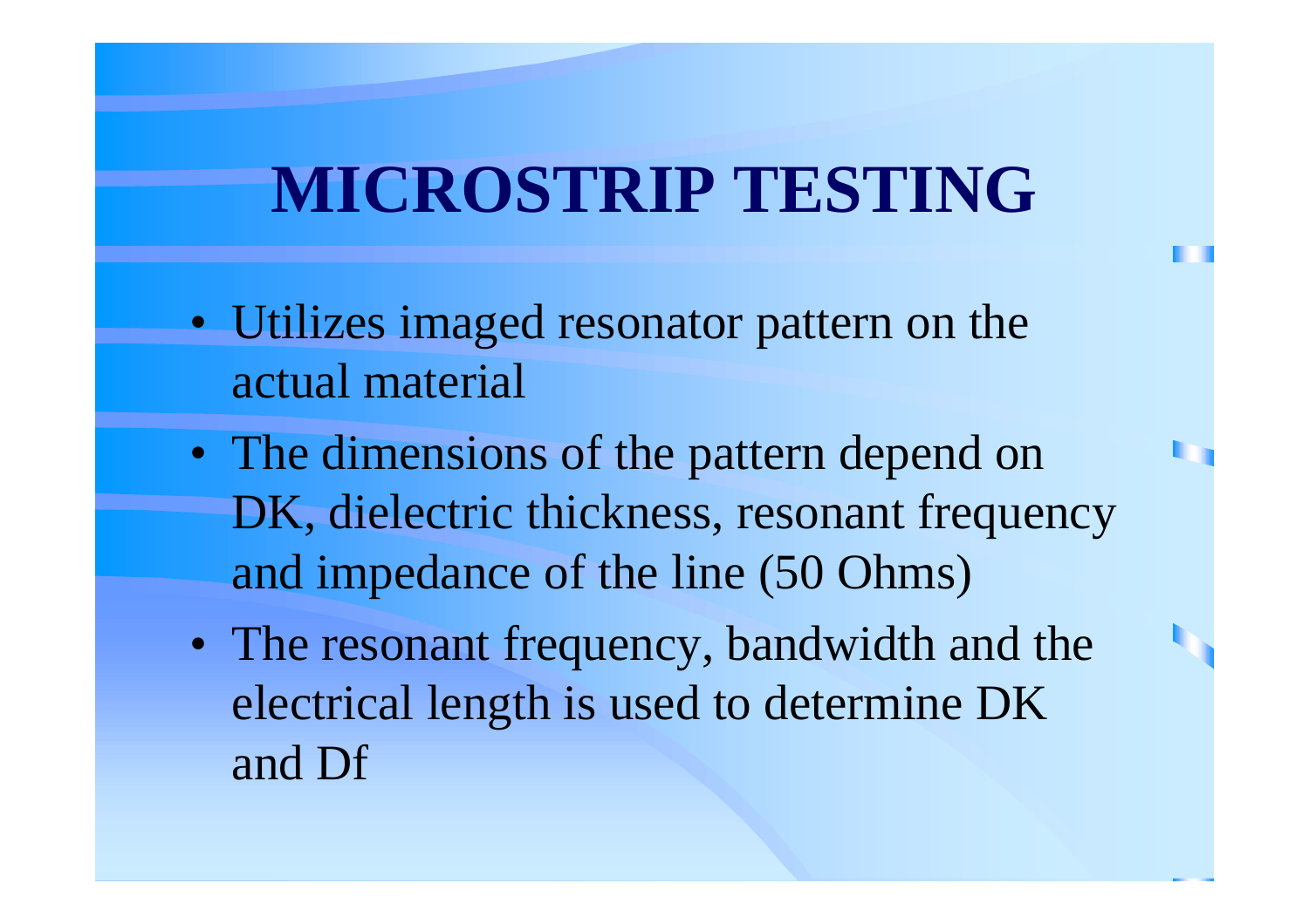# MICROSTRIP TESTING

- Utilizes imaged resonator pattern on the actual material
- The dimensions of the pattern depend on DK, dielectric thickness, resonant frequency and impedance of the line (50 Ohms)
- The resonant frequency, bandwidth and the electrical length is used to determine DK and Df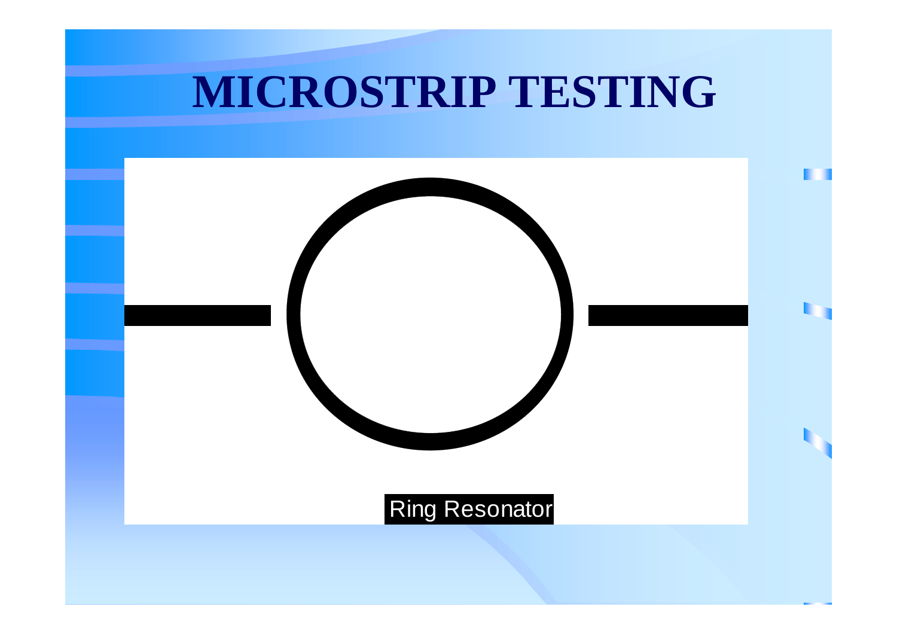# MICROSTRIP TESTING

Ring Resonator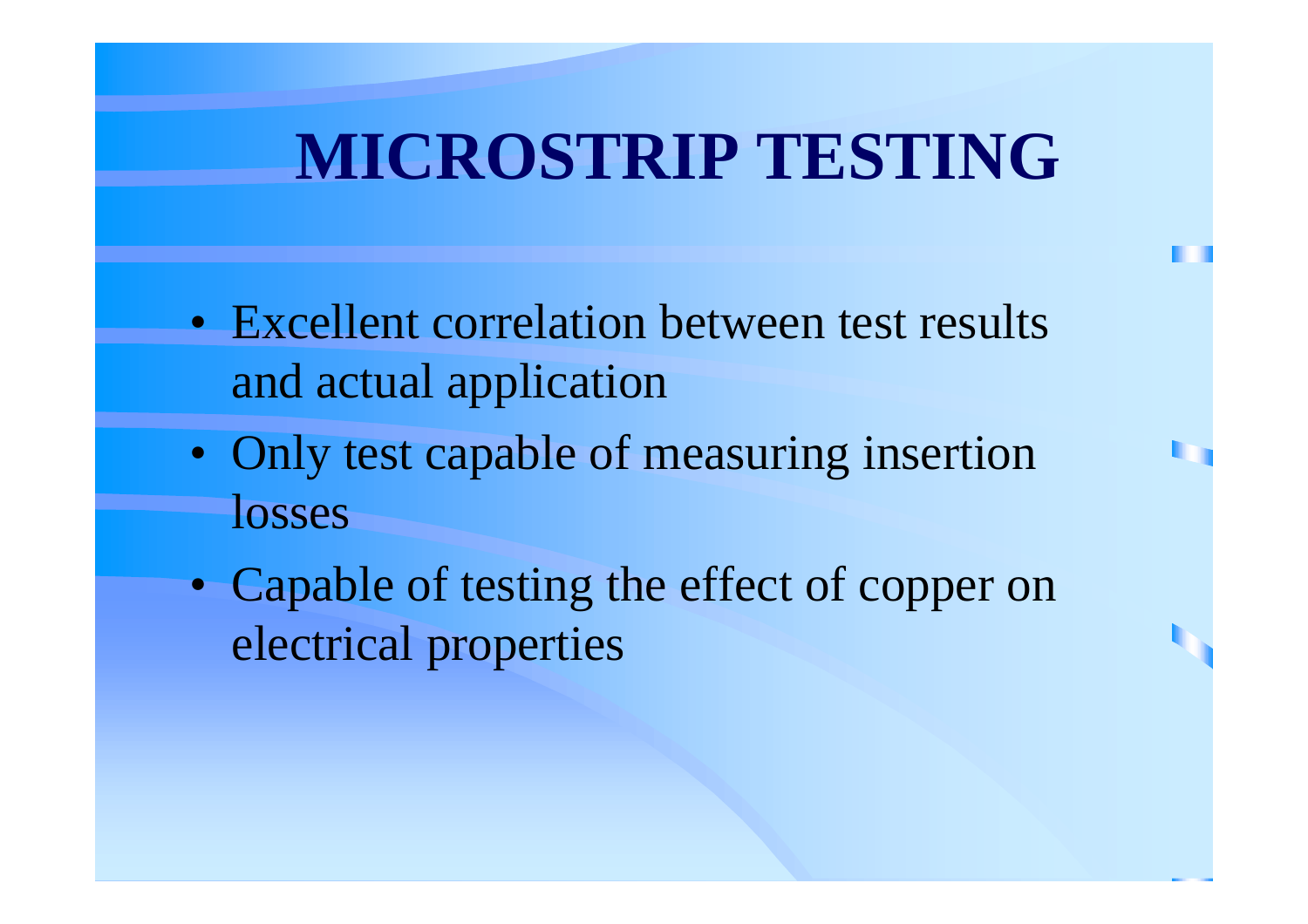# MICROSTRIP TESTING

- Excellent correlation between test results and actual application
- Only test capable of measuring insertion losses
- Capable of testing the effect of copper on electrical properties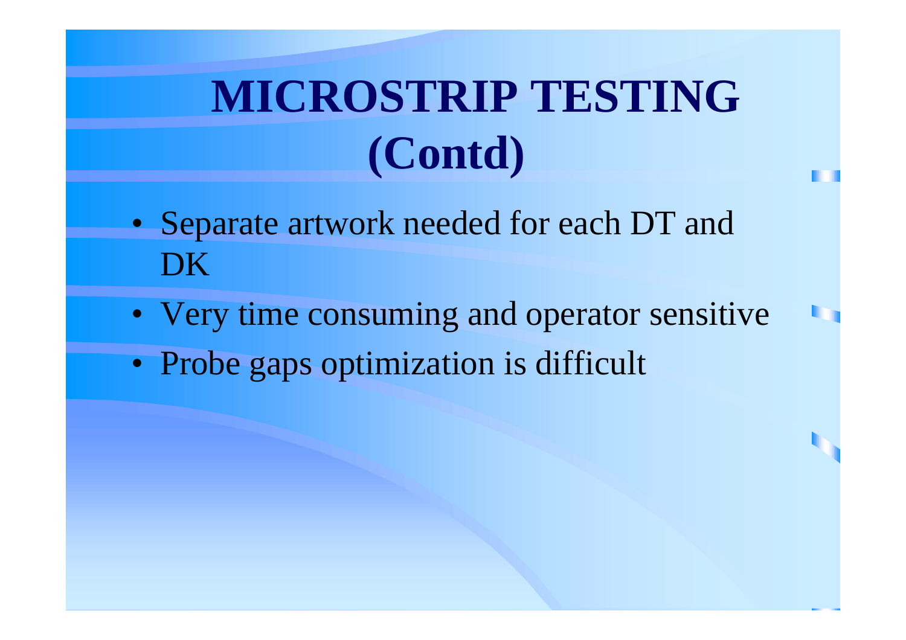# MICROSTRIP TESTING (Contd)

- Separate artwork needed for each DT and DK
- Very time consuming and operator sensitive
- Probe gaps optimization is difficult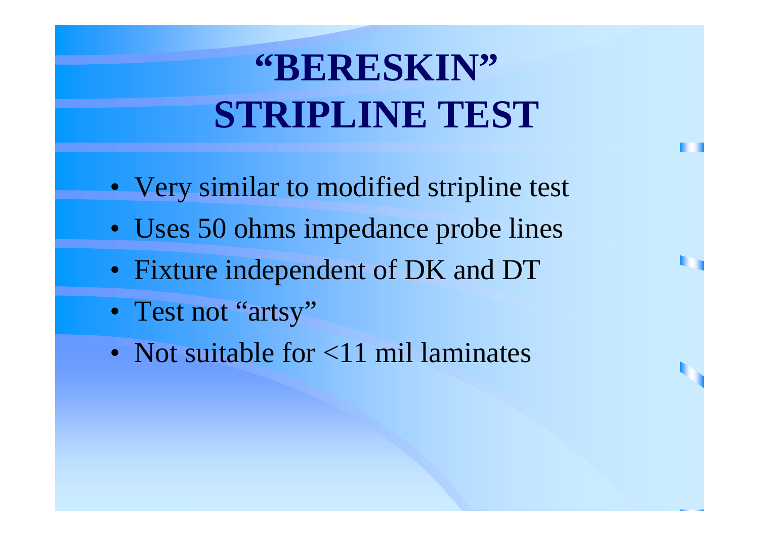# "BERESKIN" STRIPLINE TEST

- Very similar to modified stripline test
- Uses 50 ohms impedance probe lines
- Fixture independent of DK and DT
- Test not "artsy"
- Not suitable for <11 mil laminates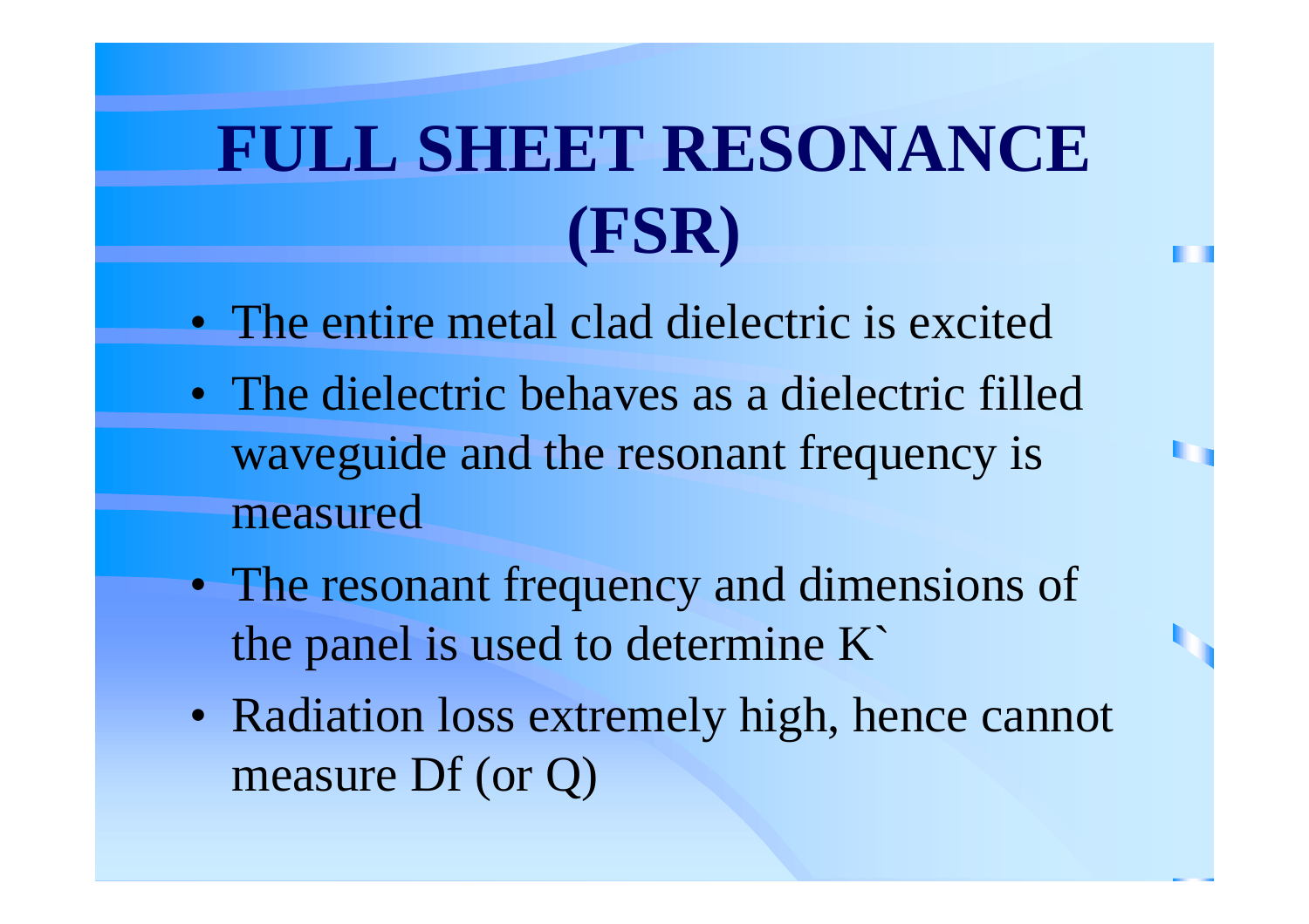# FULL SHEET RESONANCE (FSR)

- The entire metal clad dielectric is excited
- The dielectric behaves as a dielectric filled waveguide and the resonant frequency is measured
- The resonant frequency and dimensions of the panel is used to determine K`
- Radiation loss extremely high, hence cannot measure Df (or Q)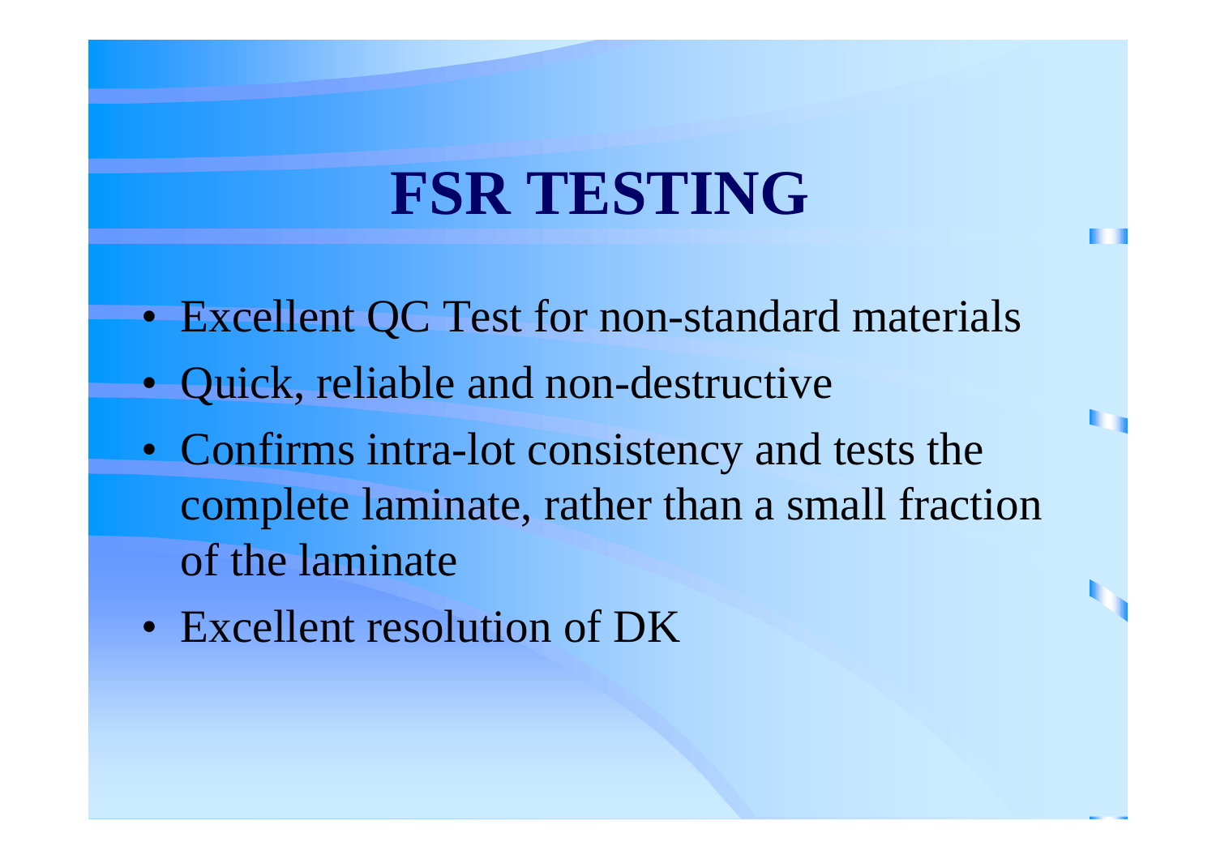# FSR TESTING

- Excellent QC Test for non-standard materials
- Quick, reliable and non-destructive
- Confirms intra-lot consistency and tests the complete laminate, rather than a small fraction of the laminate
- Excellent resolution of DK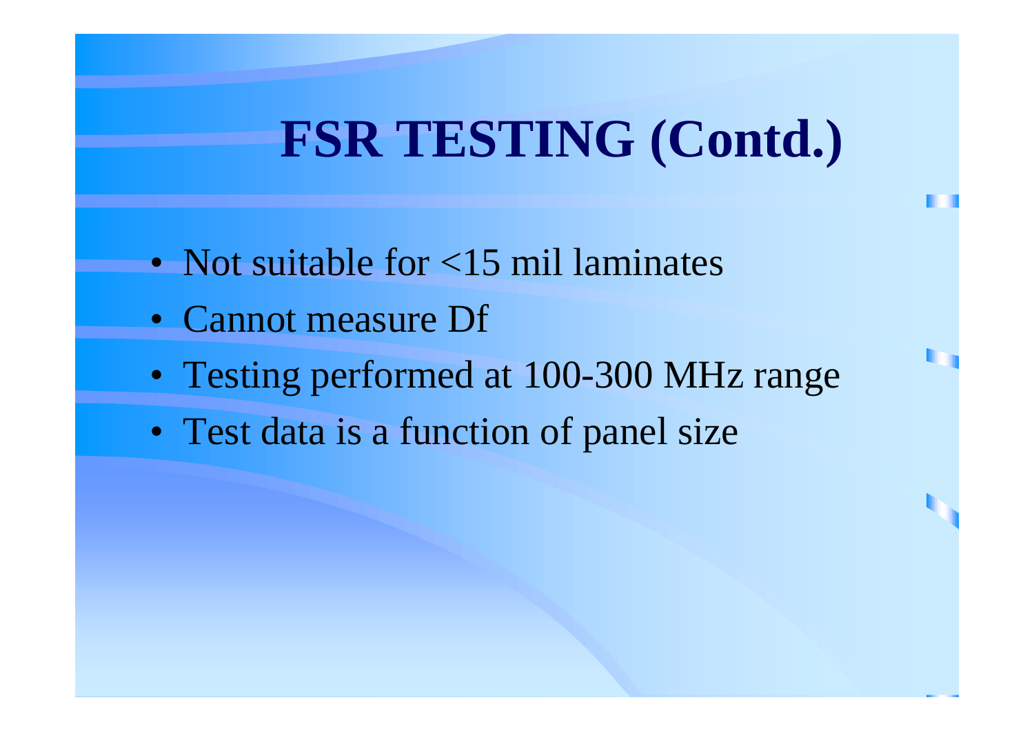# FSR TESTING (Contd.)

- Not suitable for <15 mil laminates
- Cannot measure Df
- Testing performed at 100-300 MHz range
- Test data is a function of panel size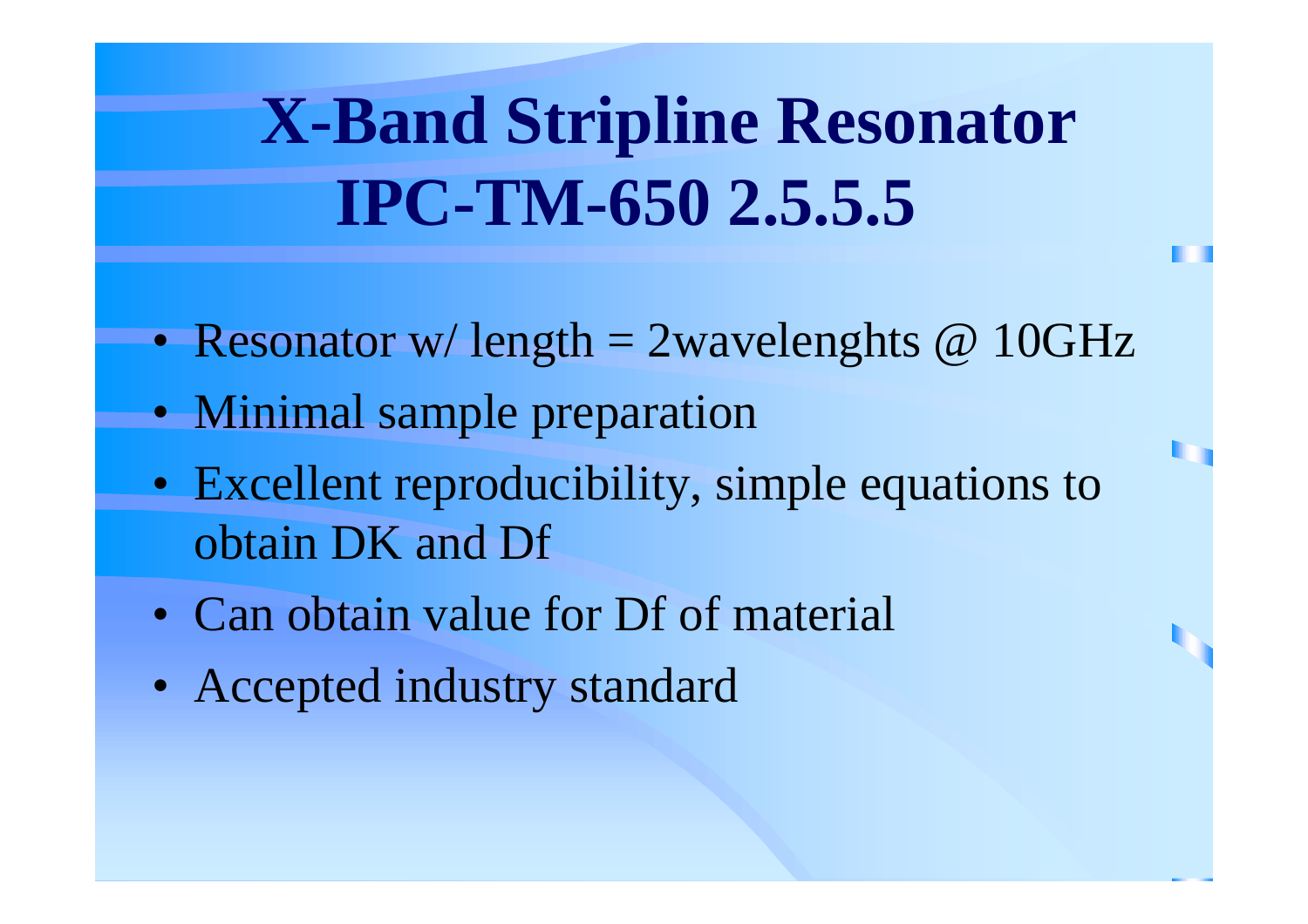# X-Band Stripline Resonator IPC-TM-650 2.5.5.5

- Resonator w/ length = 2wavelenghts @ 10GHz
- Minimal sample preparation
- Excellent reproducibility, simple equations to obtain DK and Df
- Can obtain value for Df of material
- Accepted industry standard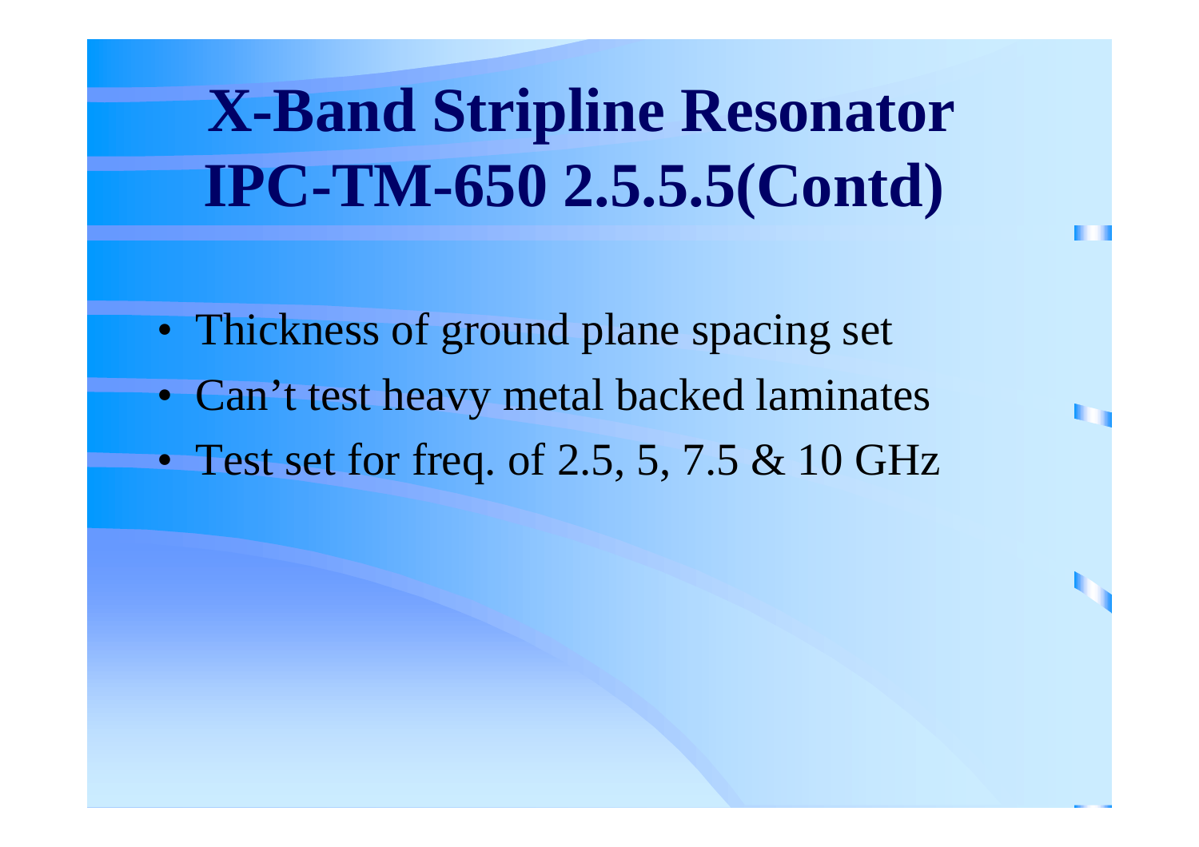# X-Band Stripline Resonator IPC-TM-650 2.5.5.5(Contd)

- Thickness of ground plane spacing set
- Can’t test heavy metal backed laminates
- Test set for freq. of 2.5, 5, 7.5 & 10 GHz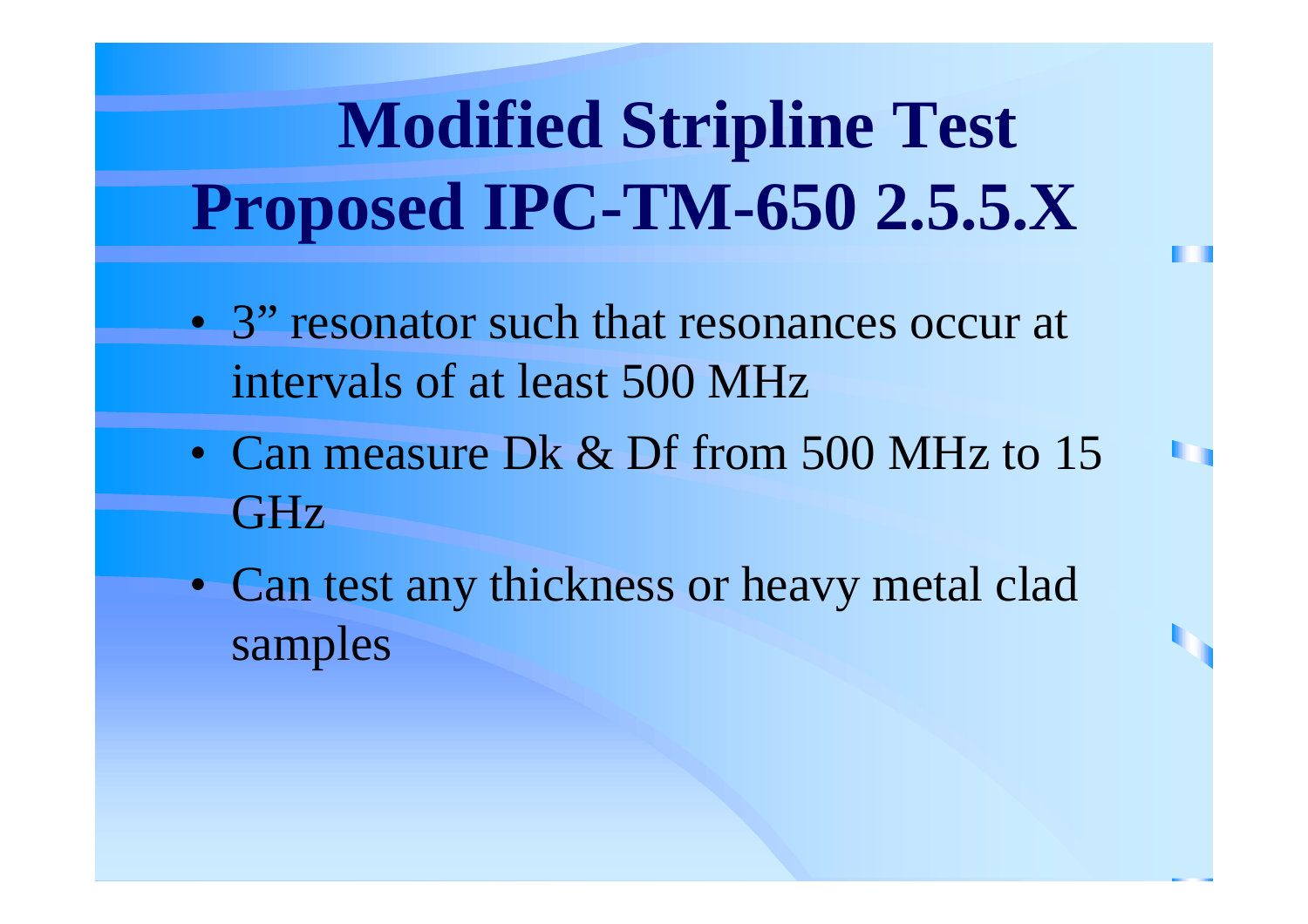# Modified Stripline Test Proposed IPC-TM-650 2.5.5.X

- 3” resonator such that resonances occur at intervals of at least 500 MHz
- Can measure Dk & Df from 500 MHz to 15 GHz
- Can test any thickness or heavy metal clad samples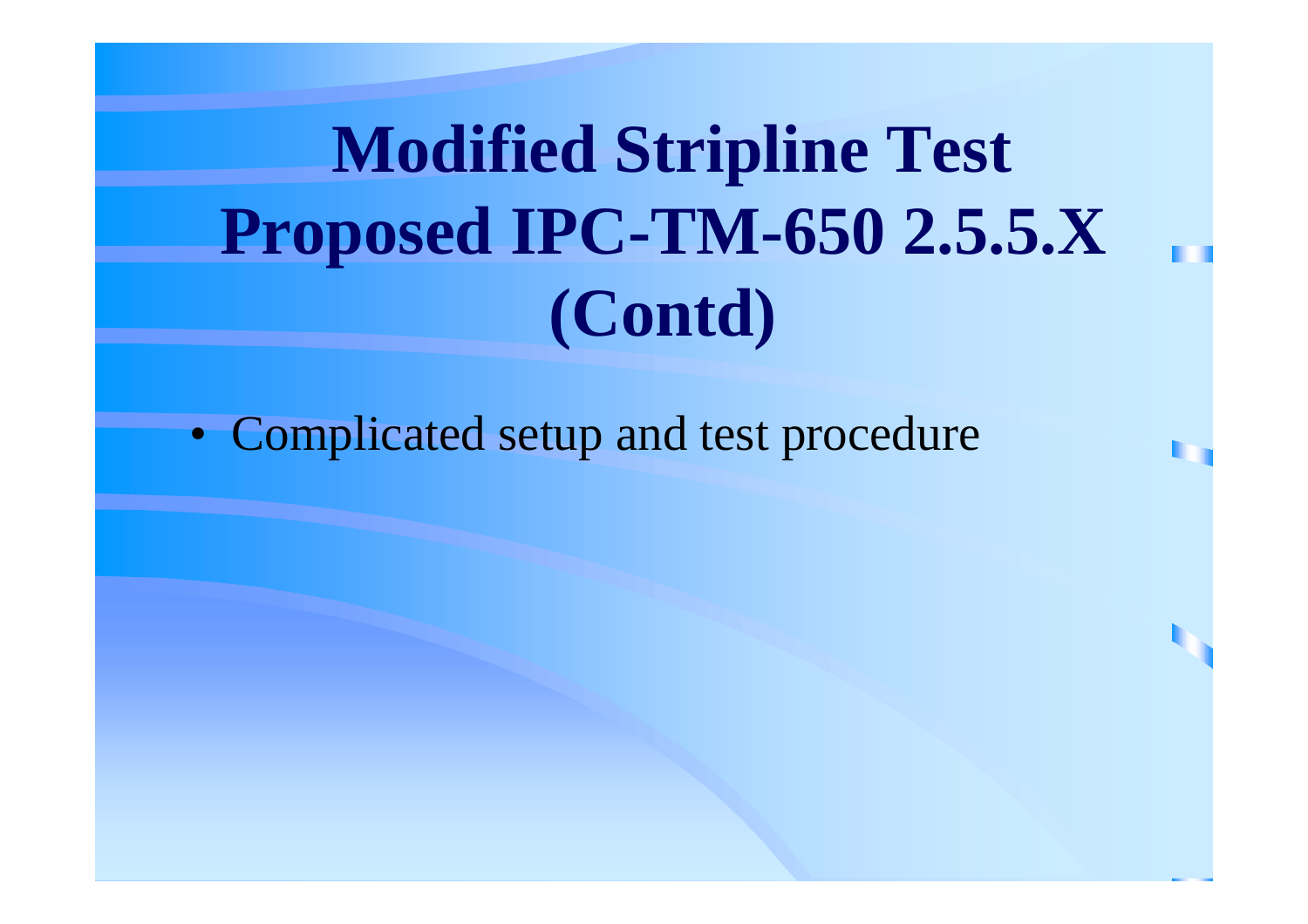# Modified Stripline Test Proposed IPC-TM-650 2.5.5.X (Contd)

- Complicated setup and test procedure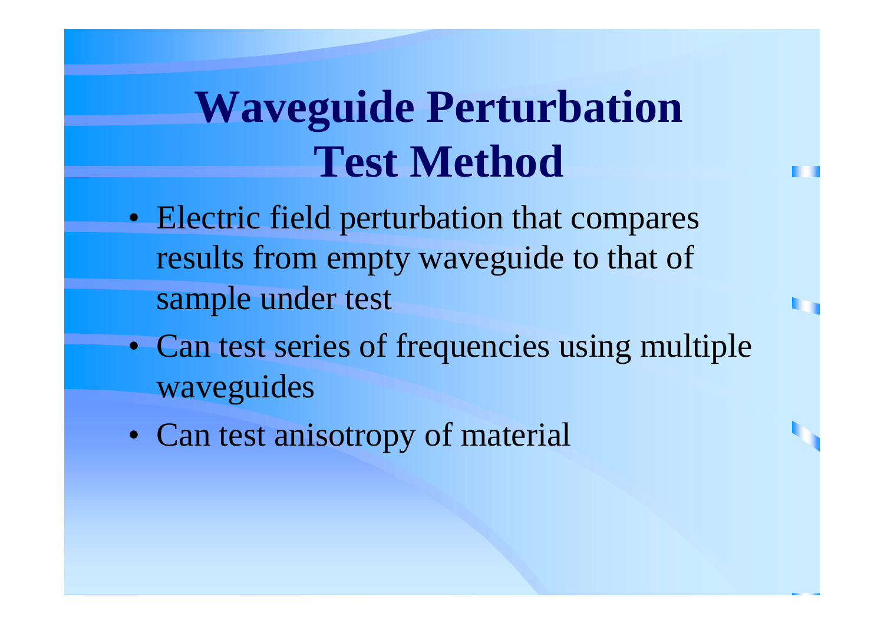# Waveguide Perturbation Test Method

- Electric field perturbation that compares results from empty waveguide to that of sample under test
- Can test series of frequencies using multiple waveguides
- Can test anisotropy of material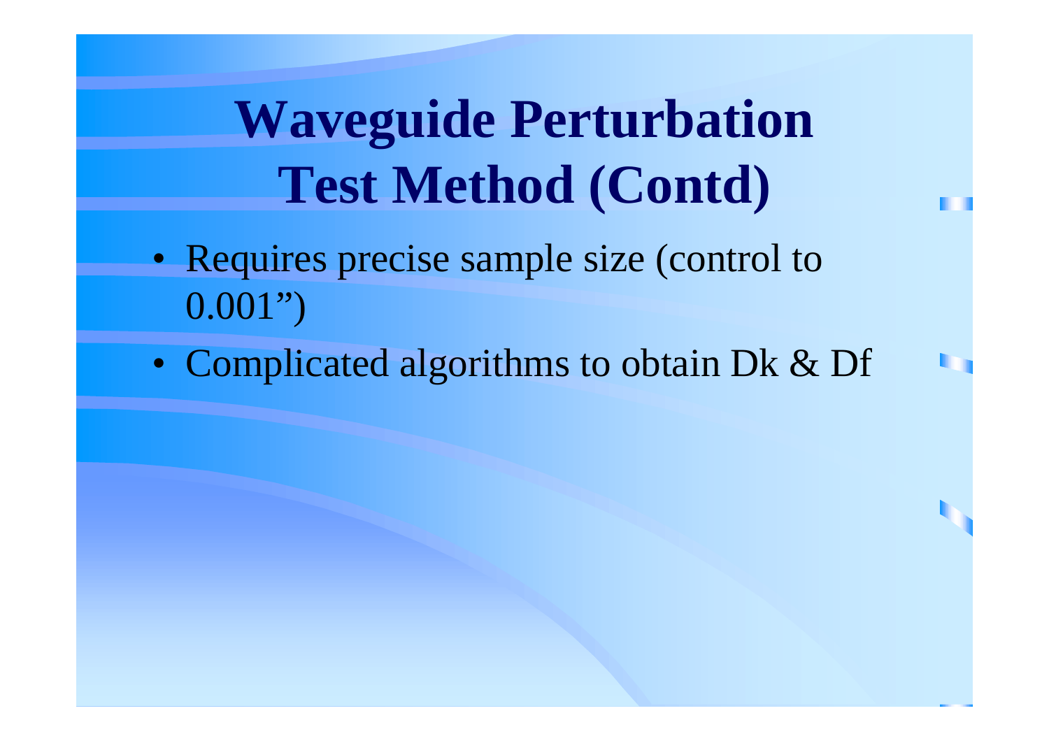# Waveguide Perturbation Test Method (Contd)

- Requires precise sample size (control to 0.001”)
- Complicated algorithms to obtain Dk & Df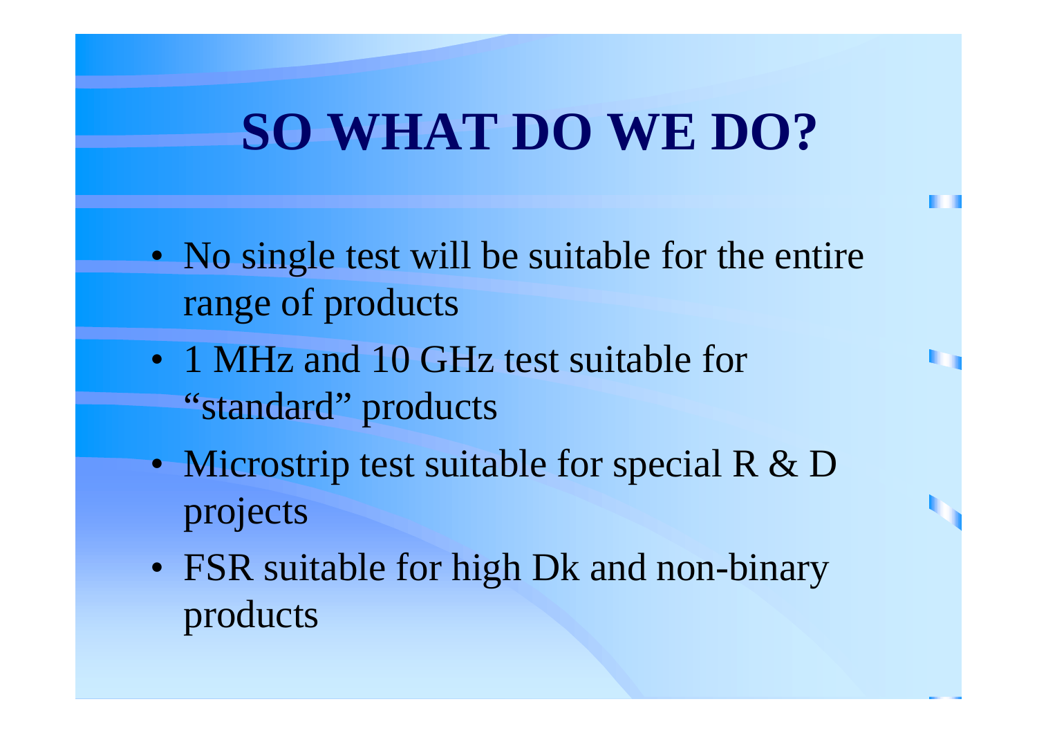# SO WHAT DO WE DO?

- No single test will be suitable for the entire range of products
- 1 MHz and 10 GHz test suitable for "standard" products
- Microstrip test suitable for special R & D projects
- FSR suitable for high Dk and non-binary products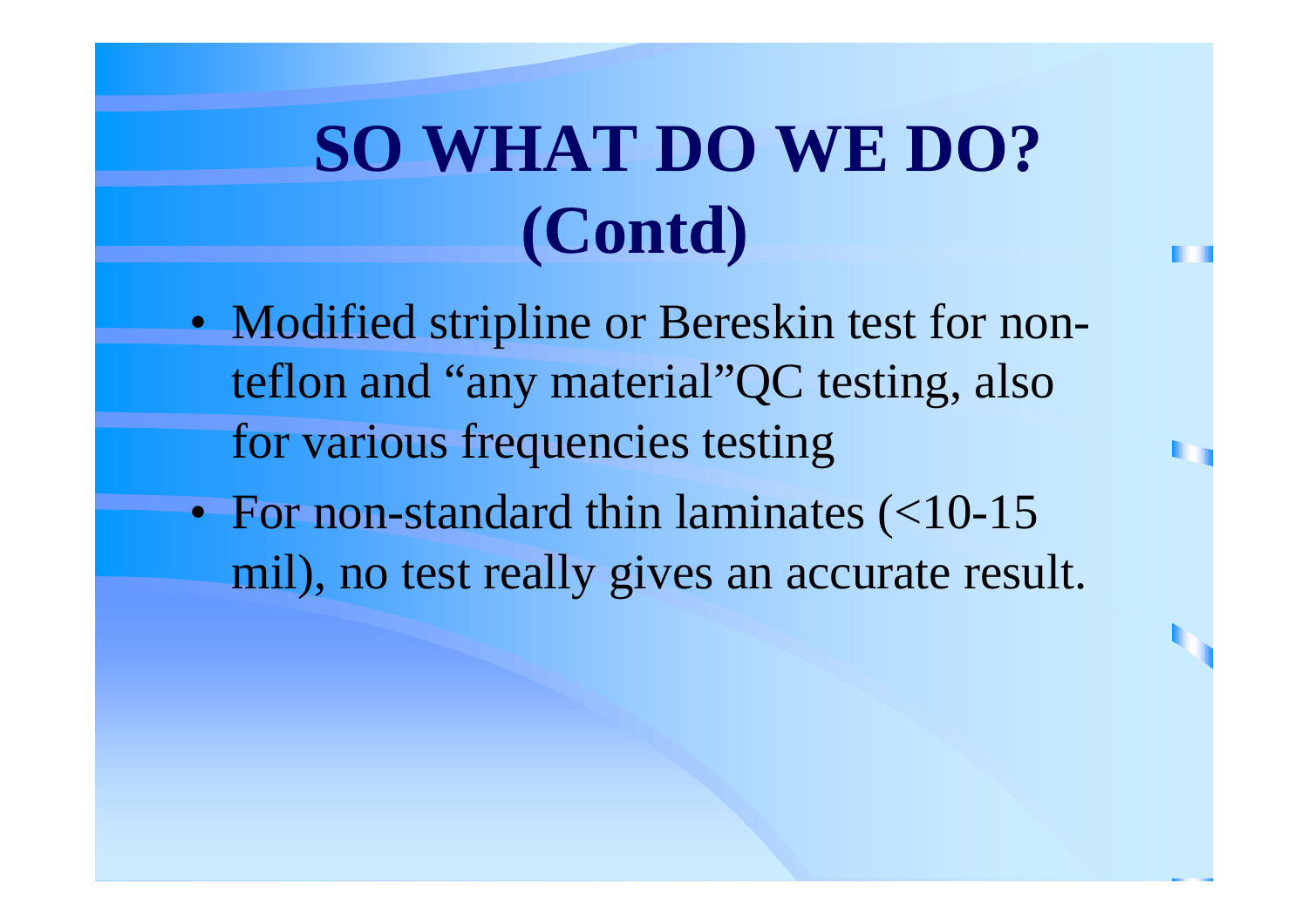# SO WHAT DO WE DO? (Contd)

- Modified stripline or Bereskin test for non-teflon and “any material”QC testing, also for various frequencies testing
- For non-standard thin laminates (<10-15 mil), no test really gives an accurate result.